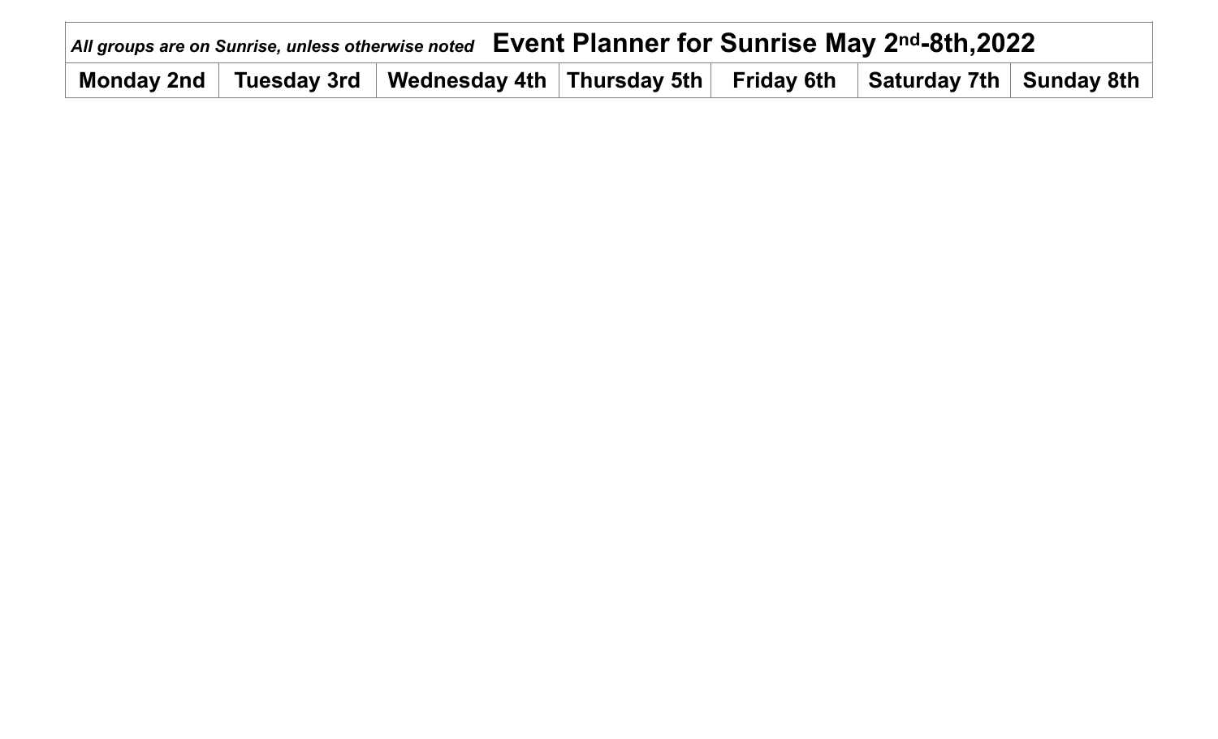*All groups are on Sunrise, unless otherwise noted* **Event Planner for Sunrise May 2nd-8th,2022**

| Monday 2nd | Tuesday 3rd | Wednesday 4th | Thursday 5th | Friday 6th | Saturday 7th | Sunday 8th |
|---|---|---|---|---|---|---|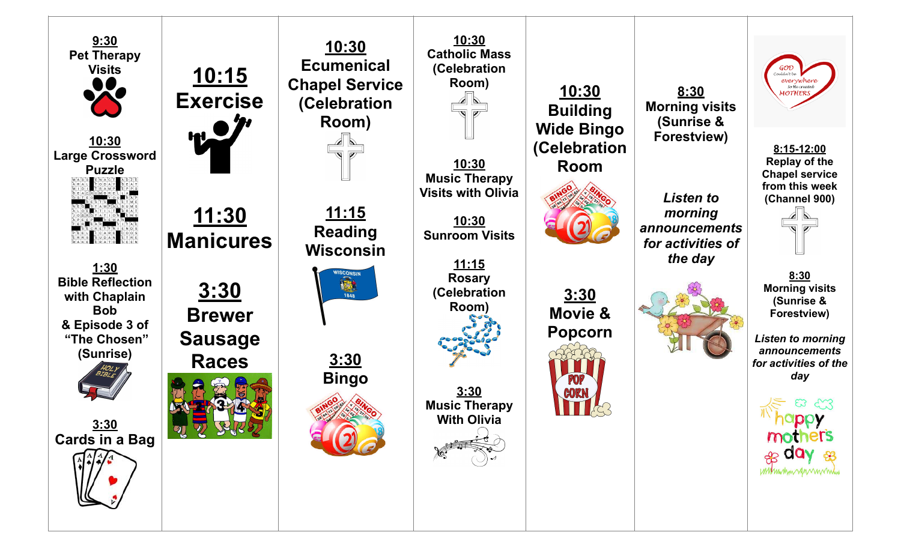| | | | | | | |
|---|---|---|---|---|---|---|
| **9:30** Pet Therapy Visits<br><br>**10:30** Large Crossword Puzzle<br><br>**1:30** Bible Reflection with Chaplain Bob & Episode 3 of "The Chosen" (Sunrise)<br><br>**3:30** Cards in a Bag | **10:15** Exercise<br><br>**11:30** Manicures<br><br>**3:30** Brewer Sausage Races | **10:30** Ecumenical Chapel Service (Celebration Room)<br><br>**11:15** Reading Wisconsin<br><br>**3:30** Bingo | **10:30** Catholic Mass (Celebration Room)<br><br>**10:30** Music Therapy Visits with Olivia<br><br>**10:30** Sunroom Visits<br><br>**11:15** Rosary (Celebration Room)<br><br>**3:30** Music Therapy With Olivia | **10:30** Building Wide Bingo (Celebration Room<br><br>**3:30** Movie & Popcorn | **8:30** Morning visits (Sunrise & Forestview)<br><br>*Listen to morning announcements for activities of the day* | **8:15-12:00** Replay of the Chapel service from this week (Channel 900)<br><br>**8:30** Morning visits (Sunrise & Forestview)<br><br>*Listen to morning announcements for activities of the day* |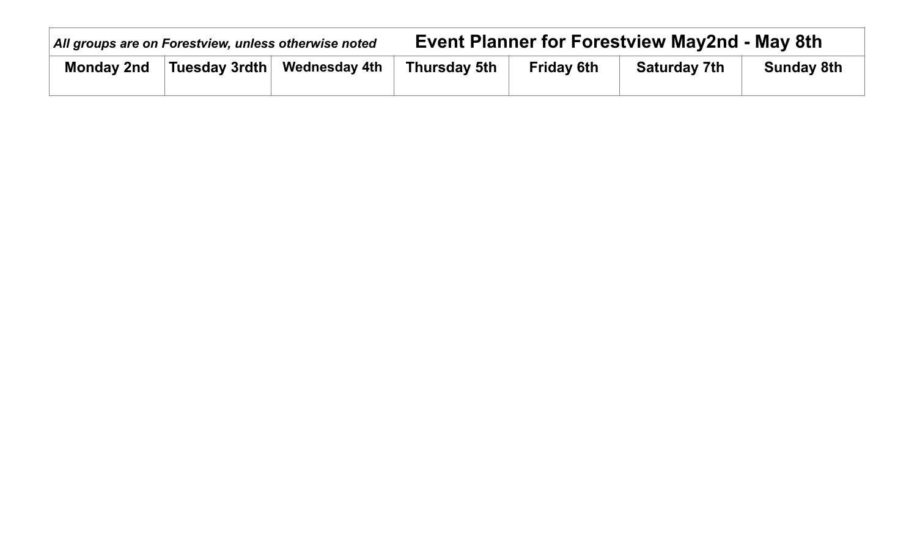| *All groups are on Forestview, unless otherwise noted* | | | **Event Planner for Forestview May2nd - May 8th** | | | |
|---|---|---|---|---|---|---|
| **Monday 2nd** | **Tuesday 3rdth** | **Wednesday 4th** | **Thursday 5th** | **Friday 6th** | **Saturday 7th** | **Sunday 8th** |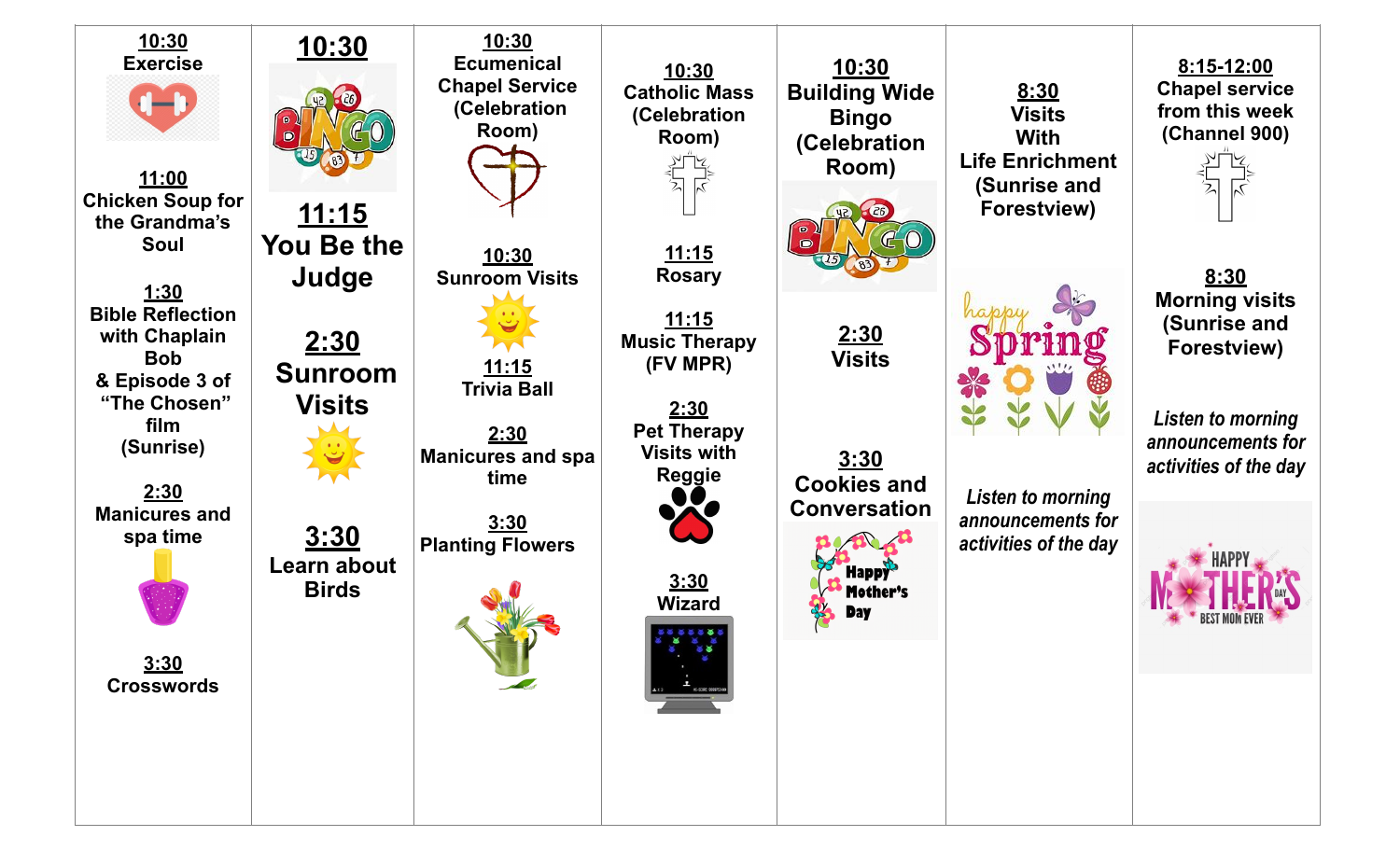| | | | | | | |
|---|---|---|---|---|---|---|
| **10:30** Exercise<br><br>**11:00** Chicken Soup for the Grandma's Soul<br><br>**1:30** Bible Reflection with Chaplain Bob & Episode 3 of "The Chosen" film (Sunrise)<br><br>**2:30** Manicures and spa time<br><br>**3:30** Crosswords | **10:30**<br><br>**11:15** You Be the Judge<br><br>**2:30** Sunroom Visits<br><br>**3:30** Learn about Birds | **10:30** Ecumenical Chapel Service (Celebration Room)<br><br>**10:30** Sunroom Visits<br><br>**11:15** Trivia Ball<br><br>**2:30** Manicures and spa time<br><br>**3:30** Planting Flowers | **10:30** Catholic Mass (Celebration Room)<br><br>**11:15** Rosary<br><br>**11:15** Music Therapy (FV MPR)<br><br>**2:30** Pet Therapy Visits with Reggie<br><br>**3:30** Wizard | **10:30** Building Wide Bingo (Celebration Room)<br><br>**2:30** Visits<br><br>**3:30** Cookies and Conversation | **8:30** Visits With Life Enrichment (Sunrise and Forestview)<br><br>*Listen to morning announcements for activities of the day* | **8:15-12:00** Chapel service from this week (Channel 900)<br><br>**8:30** Morning visits (Sunrise and Forestview)<br><br>*Listen to morning announcements for activities of the day* |